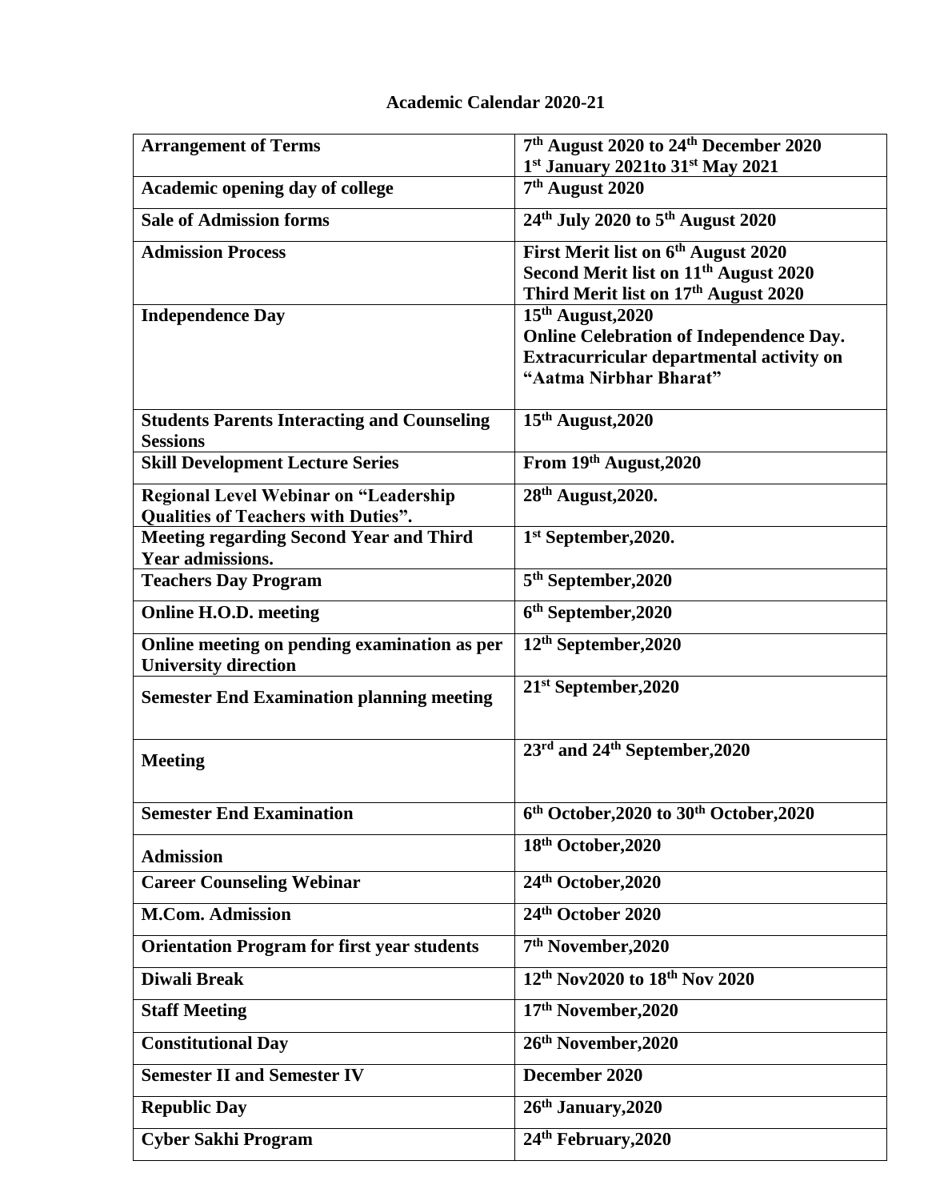**Academic Calendar 2020-21**

| **Arrangement of Terms** | **7th August 2020 to 24th December 2020**<br>**1st January 2021to 31st May 2021** |
|---|---|
| **Academic opening day of college** | **7th August 2020** |
| **Sale of Admission forms** | **24th July 2020 to 5th August 2020** |
| **Admission Process** | **First Merit list on 6th August 2020**<br>**Second Merit list on 11th August 2020**<br>**Third Merit list on 17th August 2020** |
| **Independence Day** | **15th August,2020**<br>**Online Celebration of Independence Day.**<br>**Extracurricular departmental activity on "Aatma Nirbhar Bharat"** |
| **Students Parents Interacting and Counseling Sessions** | **15th August,2020** |
| **Skill Development Lecture Series** | **From 19th August,2020** |
| **Regional Level Webinar on "Leadership Qualities of Teachers with Duties".** | **28th August,2020.** |
| **Meeting regarding Second Year and Third Year admissions.** | **1st September,2020.** |
| **Teachers Day Program** | **5th September,2020** |
| **Online H.O.D. meeting** | **6th September,2020** |
| **Online meeting on pending examination as per University direction** | **12th September,2020** |
| **Semester End Examination planning meeting** | **21st September,2020** |
| **Meeting** | **23rd and 24th September,2020** |
| **Semester End Examination** | **6th October,2020 to 30th October,2020** |
| **Admission** | **18th October,2020** |
| **Career Counseling Webinar** | **24th October,2020** |
| **M.Com. Admission** | **24th October 2020** |
| **Orientation Program for first year students** | **7th November,2020** |
| **Diwali Break** | **12th Nov2020 to 18th Nov 2020** |
| **Staff Meeting** | **17th November,2020** |
| **Constitutional Day** | **26th November,2020** |
| **Semester II and Semester IV** | **December 2020** |
| **Republic Day** | **26th January,2020** |
| **Cyber Sakhi Program** | **24th February,2020** |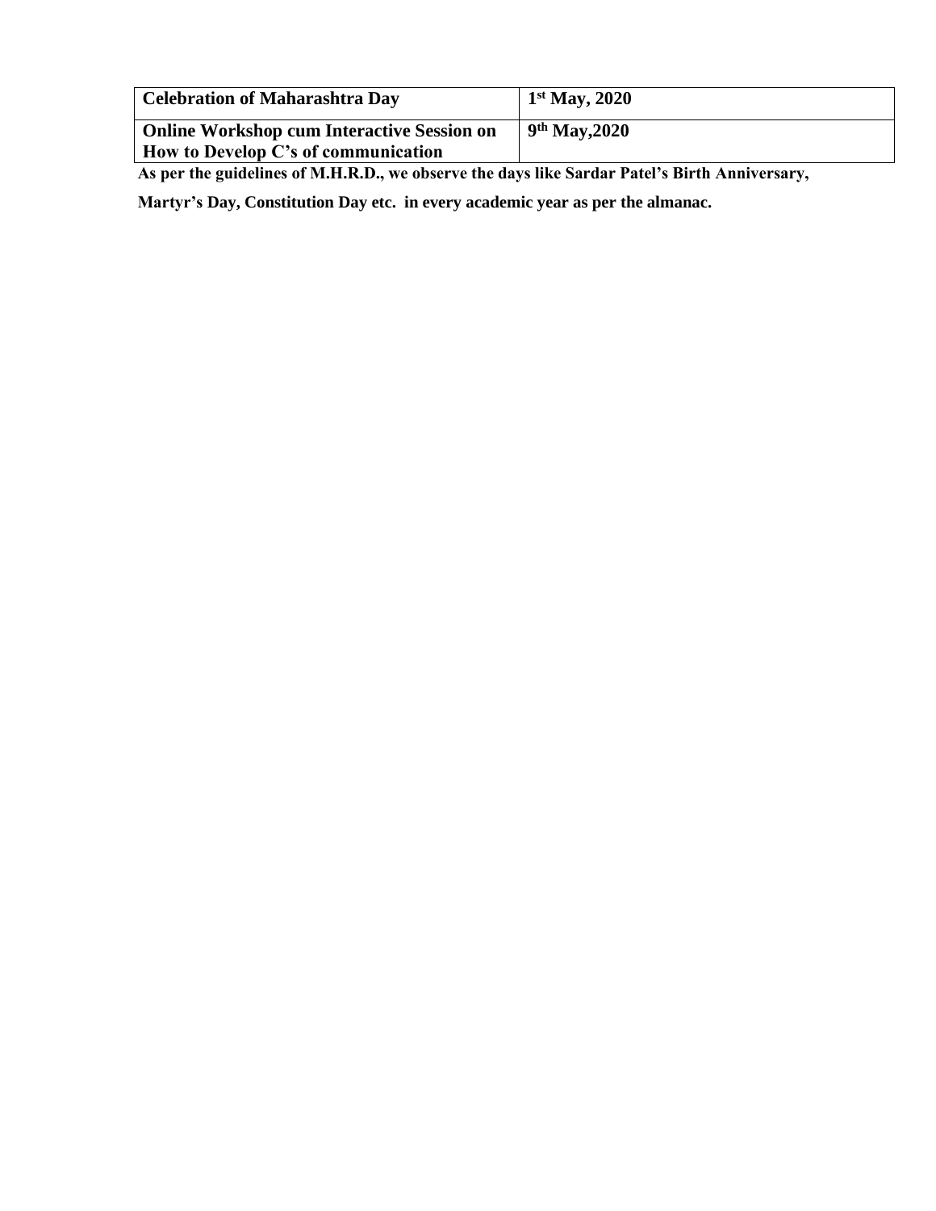| | |
|---|---|
| **Celebration of Maharashtra Day** | **1st May, 2020** |
| **Online Workshop cum Interactive Session on How to Develop C's of communication** | **9th May,2020** |

**As per the guidelines of M.H.R.D., we observe the days like Sardar Patel's Birth Anniversary, Martyr's Day, Constitution Day etc. in every academic year as per the almanac.**